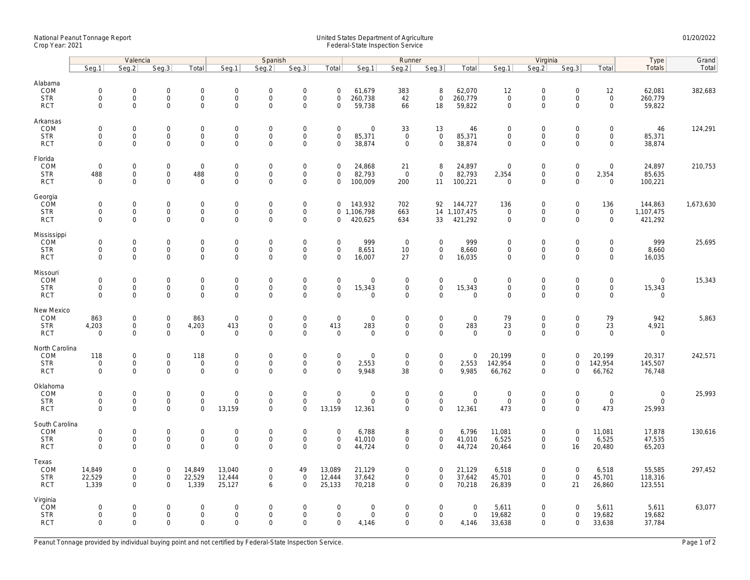National Peanut Tonnage Report
Crop Year: 2021

United States Department of Agriculture
Federal-State Inspection Service

01/20/2022

| | Valencia | | | | Spanish | | | | Runner | | | | Virginia | | | | Type | Grand |
|---|---|---|---|---|---|---|---|---|---|---|---|---|---|---|---|---|---|---|
| | Seg.1 | Seg.2 | Seg.3 | Total | Seg.1 | Seg.2 | Seg.3 | Total | Seg.1 | Seg.2 | Seg.3 | Total | Seg.1 | Seg.2 | Seg.3 | Total | Totals | Total |
| **Alabama** | | | | | | | | | | | | | | | | | | |
| COM | 0 | 0 | 0 | 0 | 0 | 0 | 0 | 0 | 61,679 | 383 | 8 | 62,070 | 12 | 0 | 0 | 12 | 62,081 | 382,683 |
| STR | 0 | 0 | 0 | 0 | 0 | 0 | 0 | 0 | 260,738 | 42 | 0 | 260,779 | 0 | 0 | 0 | 0 | 260,779 | |
| RCT | 0 | 0 | 0 | 0 | 0 | 0 | 0 | 0 | 59,738 | 66 | 18 | 59,822 | 0 | 0 | 0 | 0 | 59,822 | |
| **Arkansas** | | | | | | | | | | | | | | | | | | |
| COM | 0 | 0 | 0 | 0 | 0 | 0 | 0 | 0 | 0 | 33 | 13 | 46 | 0 | 0 | 0 | 0 | 46 | 124,291 |
| STR | 0 | 0 | 0 | 0 | 0 | 0 | 0 | 0 | 85,371 | 0 | 0 | 85,371 | 0 | 0 | 0 | 0 | 85,371 | |
| RCT | 0 | 0 | 0 | 0 | 0 | 0 | 0 | 0 | 38,874 | 0 | 0 | 38,874 | 0 | 0 | 0 | 0 | 38,874 | |
| **Florida** | | | | | | | | | | | | | | | | | | |
| COM | 0 | 0 | 0 | 0 | 0 | 0 | 0 | 0 | 24,868 | 21 | 8 | 24,897 | 0 | 0 | 0 | 0 | 24,897 | 210,753 |
| STR | 488 | 0 | 0 | 488 | 0 | 0 | 0 | 0 | 82,793 | 0 | 0 | 82,793 | 2,354 | 0 | 0 | 2,354 | 85,635 | |
| RCT | 0 | 0 | 0 | 0 | 0 | 0 | 0 | 0 | 100,009 | 200 | 11 | 100,221 | 0 | 0 | 0 | 0 | 100,221 | |
| **Georgia** | | | | | | | | | | | | | | | | | | |
| COM | 0 | 0 | 0 | 0 | 0 | 0 | 0 | 0 | 143,932 | 702 | 92 | 144,727 | 136 | 0 | 0 | 136 | 144,863 | 1,673,630 |
| STR | 0 | 0 | 0 | 0 | 0 | 0 | 0 | 0 | 1,106,798 | 663 | 14 | 1,107,475 | 0 | 0 | 0 | 0 | 1,107,475 | |
| RCT | 0 | 0 | 0 | 0 | 0 | 0 | 0 | 0 | 420,625 | 634 | 33 | 421,292 | 0 | 0 | 0 | 0 | 421,292 | |
| **Mississippi** | | | | | | | | | | | | | | | | | | |
| COM | 0 | 0 | 0 | 0 | 0 | 0 | 0 | 0 | 999 | 0 | 0 | 999 | 0 | 0 | 0 | 0 | 999 | 25,695 |
| STR | 0 | 0 | 0 | 0 | 0 | 0 | 0 | 0 | 8,651 | 10 | 0 | 8,660 | 0 | 0 | 0 | 0 | 8,660 | |
| RCT | 0 | 0 | 0 | 0 | 0 | 0 | 0 | 0 | 16,007 | 27 | 0 | 16,035 | 0 | 0 | 0 | 0 | 16,035 | |
| **Missouri** | | | | | | | | | | | | | | | | | | |
| COM | 0 | 0 | 0 | 0 | 0 | 0 | 0 | 0 | 0 | 0 | 0 | 0 | 0 | 0 | 0 | 0 | 0 | 15,343 |
| STR | 0 | 0 | 0 | 0 | 0 | 0 | 0 | 0 | 15,343 | 0 | 0 | 15,343 | 0 | 0 | 0 | 0 | 15,343 | |
| RCT | 0 | 0 | 0 | 0 | 0 | 0 | 0 | 0 | 0 | 0 | 0 | 0 | 0 | 0 | 0 | 0 | 0 | |
| **New Mexico** | | | | | | | | | | | | | | | | | | |
| COM | 863 | 0 | 0 | 863 | 0 | 0 | 0 | 0 | 0 | 0 | 0 | 0 | 79 | 0 | 0 | 79 | 942 | 5,863 |
| STR | 4,203 | 0 | 0 | 4,203 | 413 | 0 | 0 | 413 | 283 | 0 | 0 | 283 | 23 | 0 | 0 | 23 | 4,921 | |
| RCT | 0 | 0 | 0 | 0 | 0 | 0 | 0 | 0 | 0 | 0 | 0 | 0 | 0 | 0 | 0 | 0 | 0 | |
| **North Carolina** | | | | | | | | | | | | | | | | | | |
| COM | 118 | 0 | 0 | 118 | 0 | 0 | 0 | 0 | 0 | 0 | 0 | 0 | 20,199 | 0 | 0 | 20,199 | 20,317 | 242,571 |
| STR | 0 | 0 | 0 | 0 | 0 | 0 | 0 | 0 | 2,553 | 0 | 0 | 2,553 | 142,954 | 0 | 0 | 142,954 | 145,507 | |
| RCT | 0 | 0 | 0 | 0 | 0 | 0 | 0 | 0 | 9,948 | 38 | 0 | 9,985 | 66,762 | 0 | 0 | 66,762 | 76,748 | |
| **Oklahoma** | | | | | | | | | | | | | | | | | | |
| COM | 0 | 0 | 0 | 0 | 0 | 0 | 0 | 0 | 0 | 0 | 0 | 0 | 0 | 0 | 0 | 0 | 0 | 25,993 |
| STR | 0 | 0 | 0 | 0 | 0 | 0 | 0 | 0 | 0 | 0 | 0 | 0 | 0 | 0 | 0 | 0 | 0 | |
| RCT | 0 | 0 | 0 | 0 | 13,159 | 0 | 0 | 13,159 | 12,361 | 0 | 0 | 12,361 | 473 | 0 | 0 | 473 | 25,993 | |
| **South Carolina** | | | | | | | | | | | | | | | | | | |
| COM | 0 | 0 | 0 | 0 | 0 | 0 | 0 | 0 | 6,788 | 8 | 0 | 6,796 | 11,081 | 0 | 0 | 11,081 | 17,878 | 130,616 |
| STR | 0 | 0 | 0 | 0 | 0 | 0 | 0 | 0 | 41,010 | 0 | 0 | 41,010 | 6,525 | 0 | 0 | 6,525 | 47,535 | |
| RCT | 0 | 0 | 0 | 0 | 0 | 0 | 0 | 0 | 44,724 | 0 | 0 | 44,724 | 20,464 | 0 | 16 | 20,480 | 65,203 | |
| **Texas** | | | | | | | | | | | | | | | | | | |
| COM | 14,849 | 0 | 0 | 14,849 | 13,040 | 0 | 49 | 13,089 | 21,129 | 0 | 0 | 21,129 | 6,518 | 0 | 0 | 6,518 | 55,585 | 297,452 |
| STR | 22,529 | 0 | 0 | 22,529 | 12,444 | 0 | 0 | 12,444 | 37,642 | 0 | 0 | 37,642 | 45,701 | 0 | 0 | 45,701 | 118,316 | |
| RCT | 1,339 | 0 | 0 | 1,339 | 25,127 | 6 | 0 | 25,133 | 70,218 | 0 | 0 | 70,218 | 26,839 | 0 | 21 | 26,860 | 123,551 | |
| **Virginia** | | | | | | | | | | | | | | | | | | |
| COM | 0 | 0 | 0 | 0 | 0 | 0 | 0 | 0 | 0 | 0 | 0 | 0 | 5,611 | 0 | 0 | 5,611 | 5,611 | 63,077 |
| STR | 0 | 0 | 0 | 0 | 0 | 0 | 0 | 0 | 0 | 0 | 0 | 0 | 19,682 | 0 | 0 | 19,682 | 19,682 | |
| RCT | 0 | 0 | 0 | 0 | 0 | 0 | 0 | 0 | 4,146 | 0 | 0 | 4,146 | 33,638 | 0 | 0 | 33,638 | 37,784 | |

Peanut Tonnage provided by individual buying point and not certified by Federal-State Inspection Service.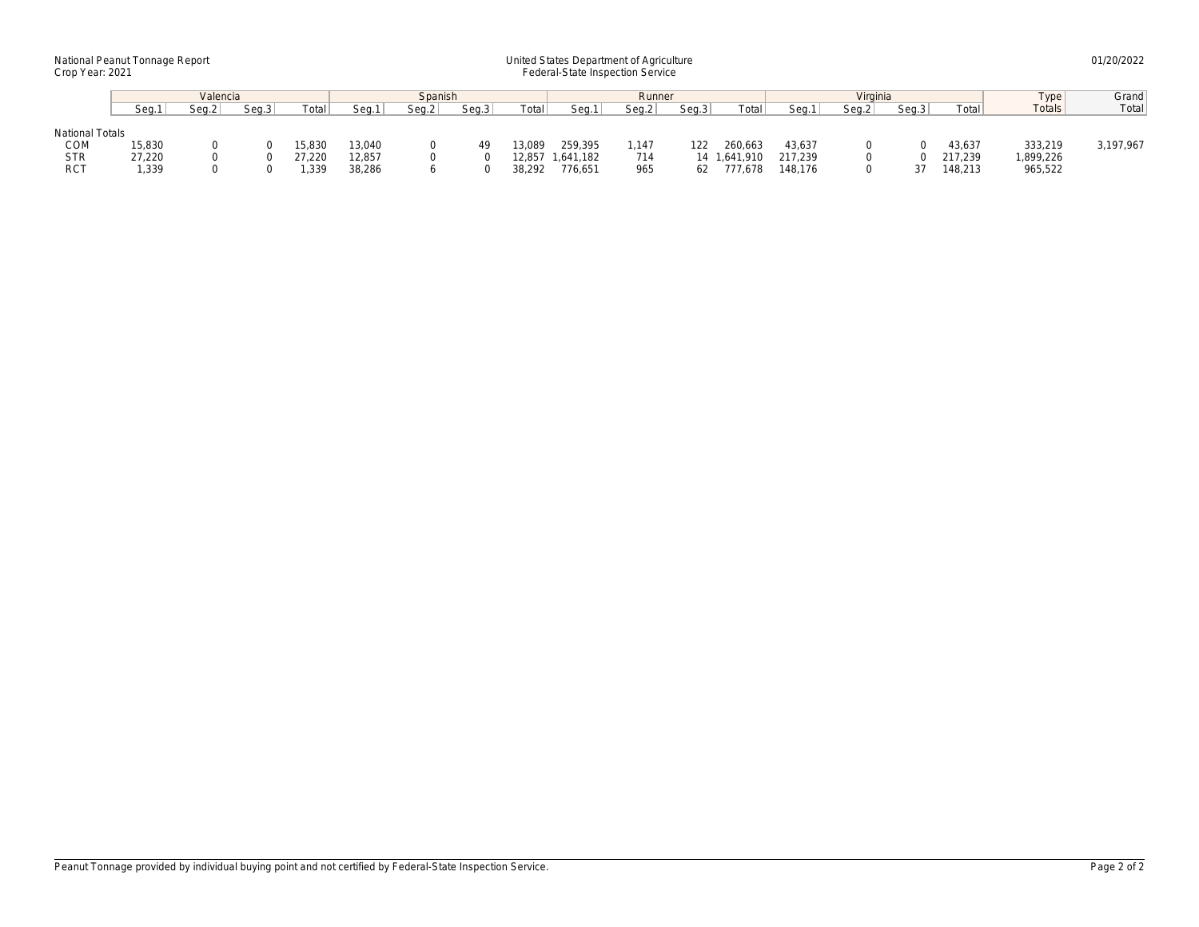National Peanut Tonnage Report
Crop Year: 2021

United States Department of Agriculture
Federal-State Inspection Service

01/20/2022

| | Valencia | | | | Spanish | | | | Runner | | | | Virginia | | | | Type | Grand |
|---|---|---|---|---|---|---|---|---|---|---|---|---|---|---|---|---|---|---|
| | Seg.1 | Seg.2 | Seg.3 | Total | Seg.1 | Seg.2 | Seg.3 | Total | Seg.1 | Seg.2 | Seg.3 | Total | Seg.1 | Seg.2 | Seg.3 | Total | Totals | Total |
| National Totals | | | | | | | | | | | | | | | | | | |
| COM | 15,830 | 0 | 0 | 15,830 | 13,040 | 0 | 49 | 13,089 | 259,395 | 1,147 | 122 | 260,663 | 43,637 | 0 | 0 | 43,637 | 333,219 | 3,197,967 |
| STR | 27,220 | 0 | 0 | 27,220 | 12,857 | 0 | 0 | 12,857 | 1,641,182 | 714 | 14 | 1,641,910 | 217,239 | 0 | 0 | 217,239 | 1,899,226 | |
| RCT | 1,339 | 0 | 0 | 1,339 | 38,286 | 6 | 0 | 38,292 | 776,651 | 965 | 62 | 777,678 | 148,176 | 0 | 37 | 148,213 | 965,522 | |

Peanut Tonnage provided by individual buying point and not certified by Federal-State Inspection Service.